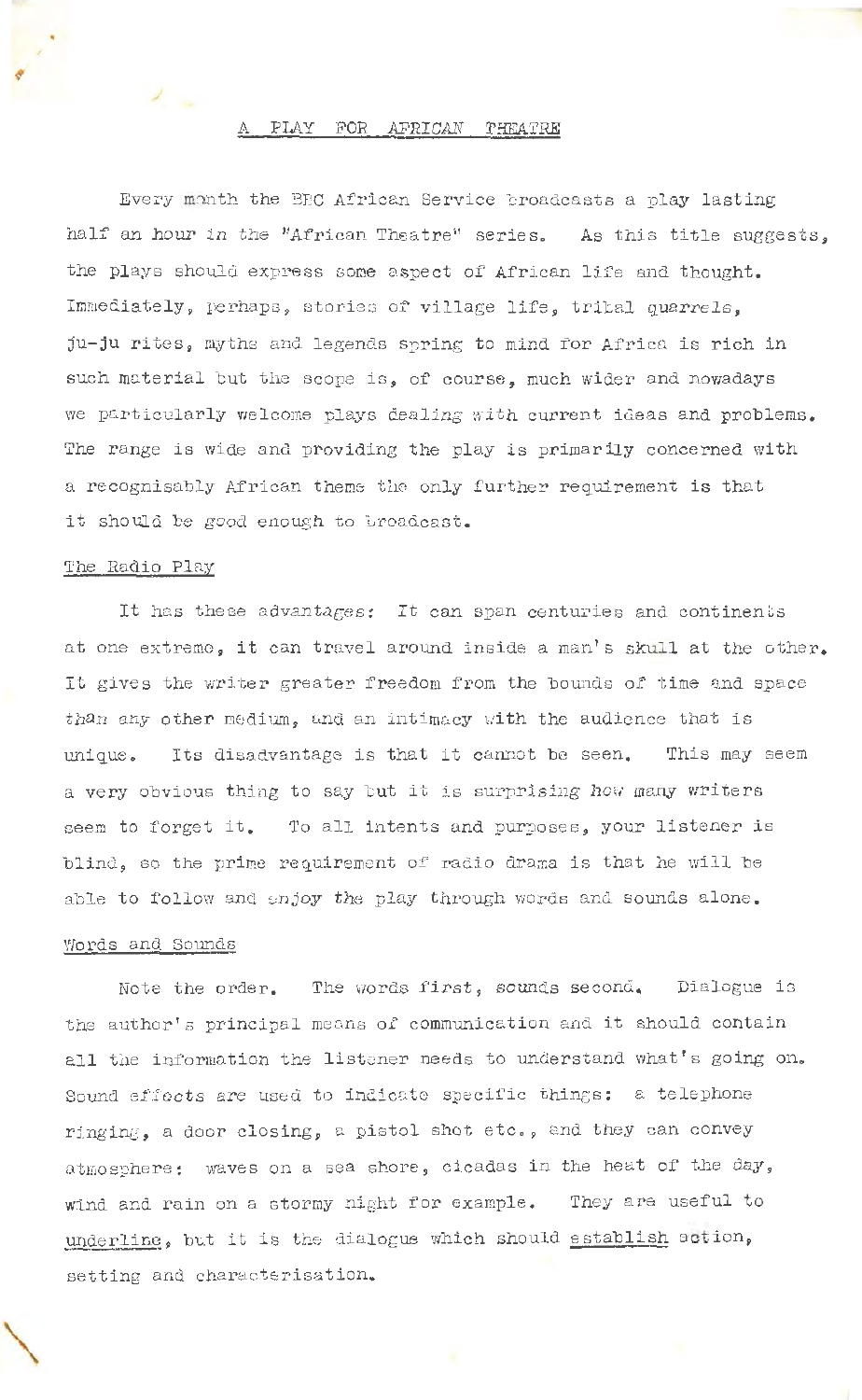# A PLAY FOR AFRICAN THEATRE

Every month the BBC African Service broadcasts a play lasting half an hour in the "African Theatre" series. As this title suggests, the plays should express some aspect of African life and thought. Immediately, perhaps, stories of village life, tribal quarrels, ju-ju rites, myths and legends spring to mind for Africa is rich in such material but the scope is, of course, much wider and nowadays we particularly welcome plays dealing with current ideas and problems. The range is wide and providing the play is primarily concerned with a recognisably African theme the only further requirement is that it should be good enough to broadcast.

## The Radio Play

It has these advantages: It can span centuries and continents at one extreme, it can travel around inside a man's skull at the other. It gives the writer greater freedom from the bounds of time and space than any other medium, and an intimacy with the audience that is unique. Its disadvantage is that it cannot be seen. This may seem a very obvious thing to say but it is surprising how many writers seem to forget it. To all intents and purposes, your listener is blind, so the prime requirement of radio drama is that he will be able to follow and enjoy the play through words and sounds alone.

## Words and Sounds

Note the order. The words first, sounds second. Dialogue is the author's principal means of communication and it should contain all the information the listener needs to understand what's going on. Sound effects are used to indicate specific things: a telephone ringing, a door closing, a pistol shot etc., and they can convey atmosphere: waves on a sea shore, cicadas in the heat of the day, wind and rain on a stormy night for example. They are useful to underline, but it is the dialogue which should establish action, setting and characterisation.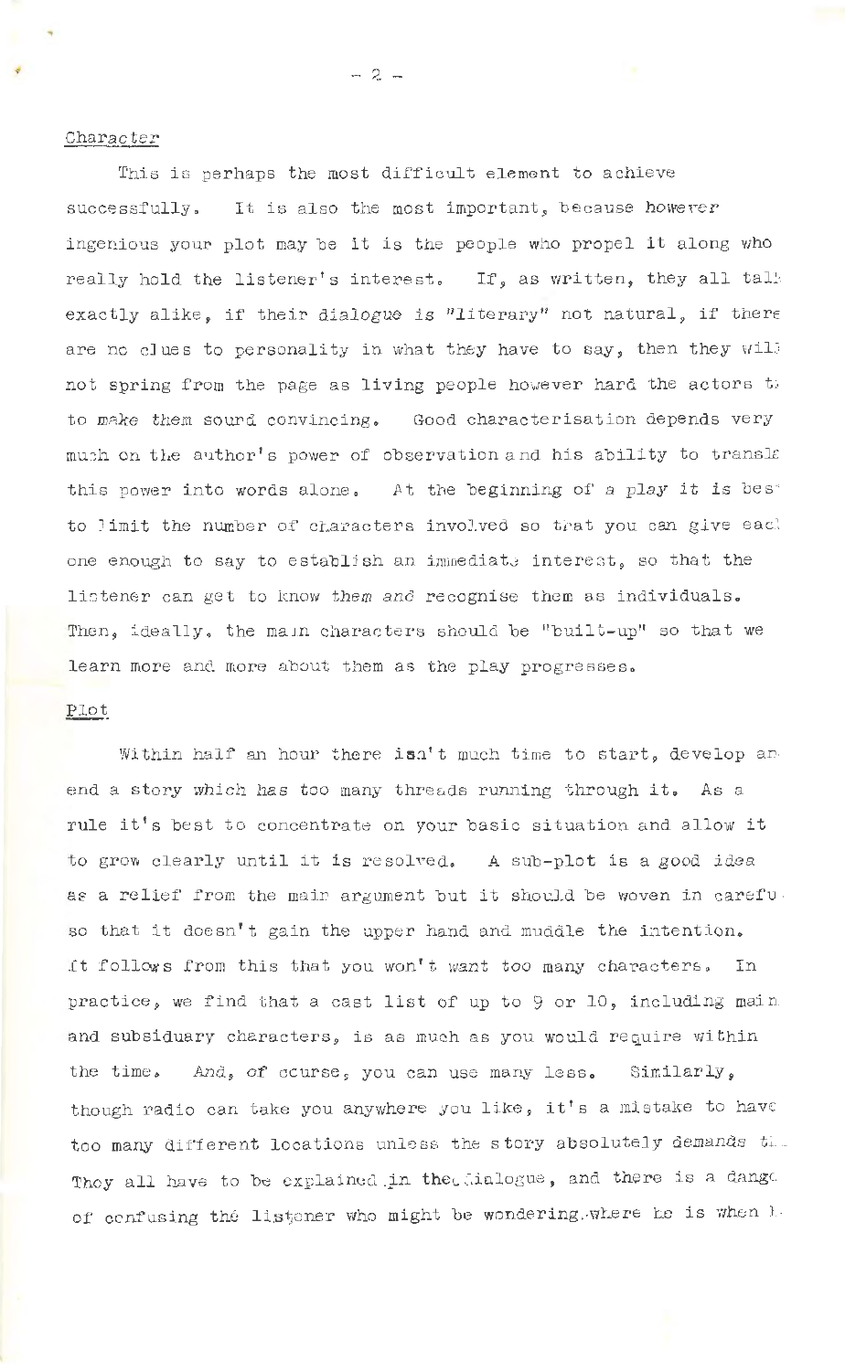Character

This is perhaps the most difficult element to achieve successfully. It is also the most important, because however ingenious your plot may be it is the people who propel it along who really hold the listener's interest. If, as written, they all talk exactly alike, if their dialogue is "literary" not natural, if there are no clues to personality in what they have to say, then they will not spring from the page as living people however hard the actors try to make them sound convincing. Good characterisation depends very much on the author's power of observation and his ability to translate this power into words alone. At the beginning of a play it is best to limit the number of characters involved so that you can give each one enough to say to establish an immediate interest, so that the listener can get to know them and recognise them as individuals. Then, ideally, the main characters should be "built-up" so that we learn more and more about them as the play progresses.

Plot

Within half an hour there isn't much time to start, develop and end a story which has too many threads running through it. As a rule it's best to concentrate on your basic situation and allow it to grow clearly until it is resolved. A sub-plot is a good idea as a relief from the main argument but it should be woven in carefully so that it doesn't gain the upper hand and muddle the intention. It follows from this that you won't want too many characters. In practice, we find that a cast list of up to 9 or 10, including main and subsidiary characters, is as much as you would require within the time. And, of course, you can use many less. Similarly, though radio can take you anywhere you like, it's a mistake to have too many different locations unless the story absolutely demands th... They all have to be explained in the dialogue, and there is a dange... of confusing the listener who might be wondering where he is when h...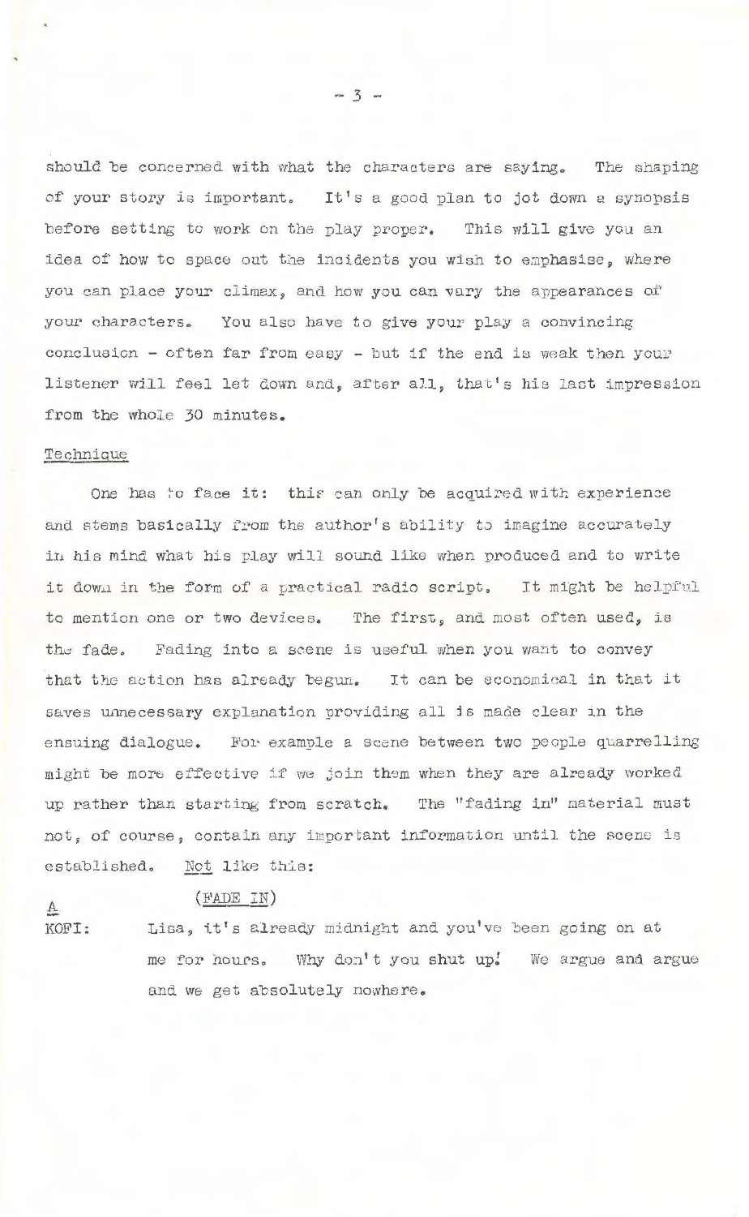should be concerned with what the characters are saying. The shaping of your story is important. It's a good plan to jot down a synopsis before setting to work on the play proper. This will give you an idea of how to space out the incidents you wish to emphasise, where you can place your climax, and how you can vary the appearances of your characters. You also have to give your play a convincing conclusion - often far from easy - but if the end is weak then your listener will feel let down and, after all, that's his last impression from the whole 30 minutes.

<u>Technique</u>

One has to face it: this can only be acquired with experience and stems basically from the author's ability to imagine accurately in his mind what his play will sound like when produced and to write it down in the form of a practical radio script. It might be helpful to mention one or two devices. The first, and most often used, is the fade. Fading into a scene is useful when you want to convey that the action has already begun. It can be economical in that it saves unnecessary explanation providing all is made clear in the ensuing dialogue. For example a scene between two people quarrelling might be more effective if we join them when they are already worked up rather than starting from scratch. The "fading in" material must not, of course, contain any important information until the scene is established. <u>Not</u> like this:

<u>A</u> (<u>FADE IN</u>)

KOFI: Lisa, it's already midnight and you've been going on at me for hours. Why don't you shut up! We argue and argue and we get absolutely nowhere.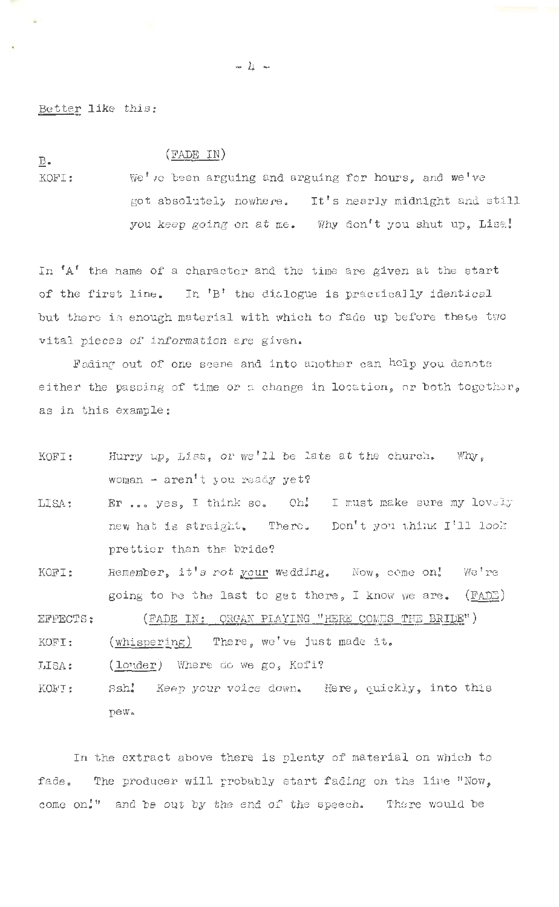Better like this:

B. (FADE IN)

KOFI: We've been arguing and arguing for hours, and we've got absolutely nowhere. It's nearly midnight and still you keep going on at me. Why don't you shut up, Lisa!

In 'A' the name of a character and the time are given at the start of the first line. In 'B' the dialogue is practically identical but there is enough material with which to fade up before these two vital pieces of information are given.

Fading out of one scene and into another can help you denote either the passing of time or a change in location, or both together, as in this example:

KOFI: Hurry up, Lisa, or we'll be late at the church. Why, woman - aren't you ready yet?

LISA: Er ... yes, I think so. Oh! I must make sure my lovely new hat is straight. There. Don't you think I'll look prettier than the bride?

KOFI: Remember, it's not your wedding. Now, come on! We're going to be the last to get there, I know we are. (FADE)

EFFECTS: (FADE IN: ORGAN PLAYING "HERE COMES THE BRIDE")

KOFI: (whispering) There, we've just made it.

LISA: (louder) Where do we go, Kofi?

KOFI: Ssh! Keep your voice down. Here, quickly, into this pew.

In the extract above there is plenty of material on which to fade. The producer will probably start fading on the line "Now, come on!" and be out by the end of the speech. There would be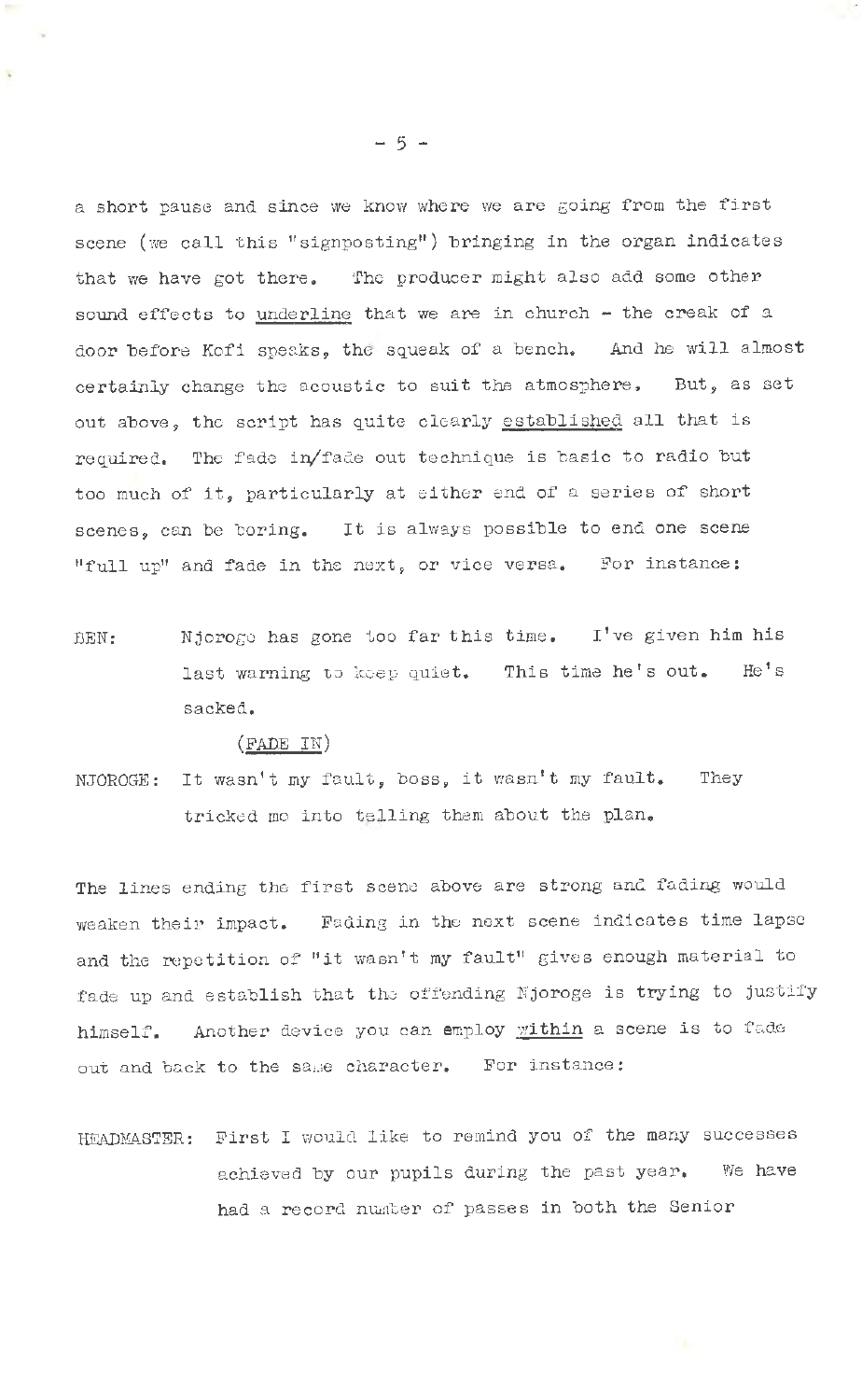a short pause and since we know where we are going from the first scene (we call this "signposting") bringing in the organ indicates that we have got there. The producer might also add some other sound effects to <u>underline</u> that we are in church - the creak of a door before Kofi speaks, the squeak of a bench. And he will almost certainly change the acoustic to suit the atmosphere. But, as set out above, the script has quite clearly <u>established</u> all that is required. The fade in/fade out technique is basic to radio but too much of it, particularly at either end of a series of short scenes, can be boring. It is always possible to end one scene "full up" and fade in the next, or vice versa. For instance:

BEN: Njoroge has gone too far this time. I've given him his last warning to keep quiet. This time he's out. He's sacked.

(<u>FADE IN</u>)

NJOROGE: It wasn't my fault, boss, it wasn't my fault. They tricked me into telling them about the plan.

The lines ending the first scene above are strong and fading would weaken their impact. Fading in the next scene indicates time lapse and the repetition of "it wasn't my fault" gives enough material to fade up and establish that the offending Njoroge is trying to justify himself. Another device you can employ <u>within</u> a scene is to fade out and back to the same character. For instance:

HEADMASTER: First I would like to remind you of the many successes achieved by our pupils during the past year. We have had a record number of passes in both the Senior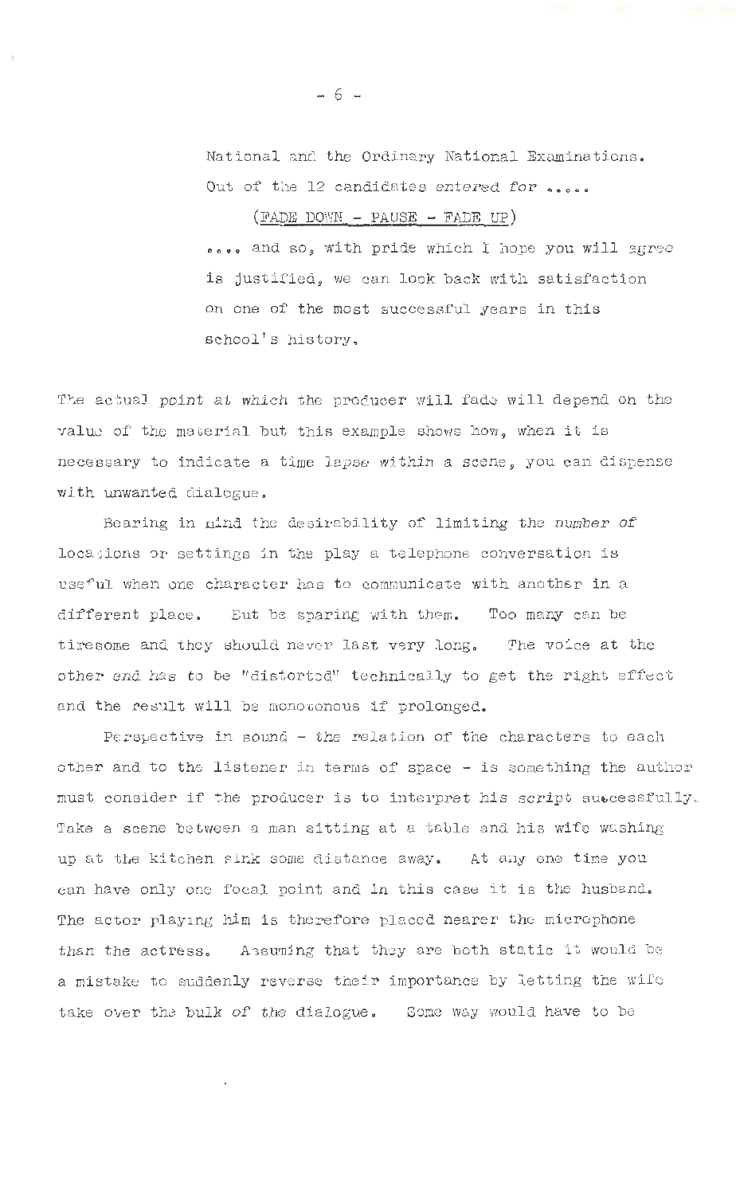National and the Ordinary National Examinations. Out of the 12 candidates entered for .....

(FADE DOWN - PAUSE - FADE UP)

..... and so, with pride which I hope you will agree is justified, we can look back with satisfaction on one of the most successful years in this school's history.

The actual point at which the producer will fade will depend on the value of the material but this example shows how, when it is necessary to indicate a time lapse within a scene, you can dispense with unwanted dialogue.

Bearing in mind the desirability of limiting the number of locations or settings in the play a telephone conversation is useful when one character has to communicate with another in a different place. But be sparing with them. Too many can be tiresome and they should never last very long. The voice at the other end has to be "distorted" technically to get the right effect and the result will be monotonous if prolonged.

Perspective in sound - the relation of the characters to each other and to the listener in terms of space - is something the author must consider if the producer is to interpret his script successfully. Take a scene between a man sitting at a table and his wife washing up at the kitchen sink some distance away. At any one time you can have only one focal point and in this case it is the husband. The actor playing him is therefore placed nearer the microphone than the actress. Assuming that they are both static it would be a mistake to suddenly reverse their importance by letting the wife take over the bulk of the dialogue. Some way would have to be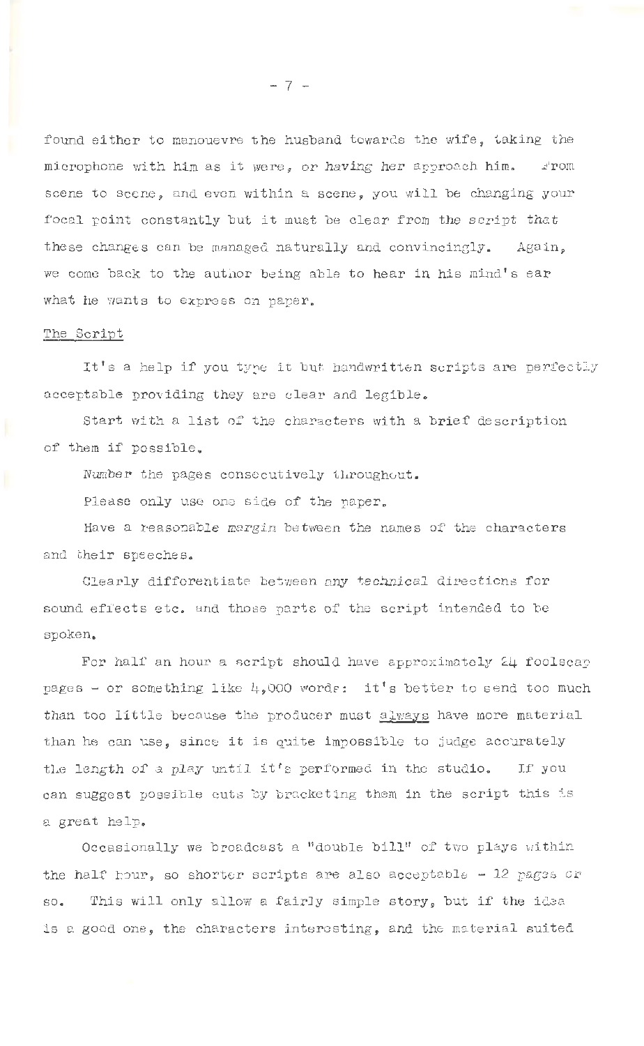found either to manouevre the husband towards the wife, taking the microphone with him as it were, or having her approach him. From scene to scene, and even within a scene, you will be changing your focal point constantly but it must be clear from the script that these changes can be managed naturally and convincingly. Again, we come back to the author being able to hear in his mind's ear what he wants to express on paper.

## The Script

It's a help if you type it but handwritten scripts are perfectly acceptable providing they are clear and legible.

Start with a list of the characters with a brief description of them if possible.

Number the pages consecutively throughout.

Please only use one side of the paper.

Have a reasonable margin between the names of the characters and their speeches.

Clearly differentiate between any technical directions for sound effects etc. and those parts of the script intended to be spoken.

For half an hour a script should have approximately 24 foolscap pages - or something like 4,000 words: it's better to send too much than too little because the producer must <u>always</u> have more material than he can use, since it is quite impossible to judge accurately the length of a play until it's performed in the studio. If you can suggest possible cuts by bracketing them in the script this is a great help.

Occasionally we broadcast a "double bill" of two plays within the half hour, so shorter scripts are also acceptable - 12 pages or so. This will only allow a fairly simple story, but if the idea is a good one, the characters interesting, and the material suited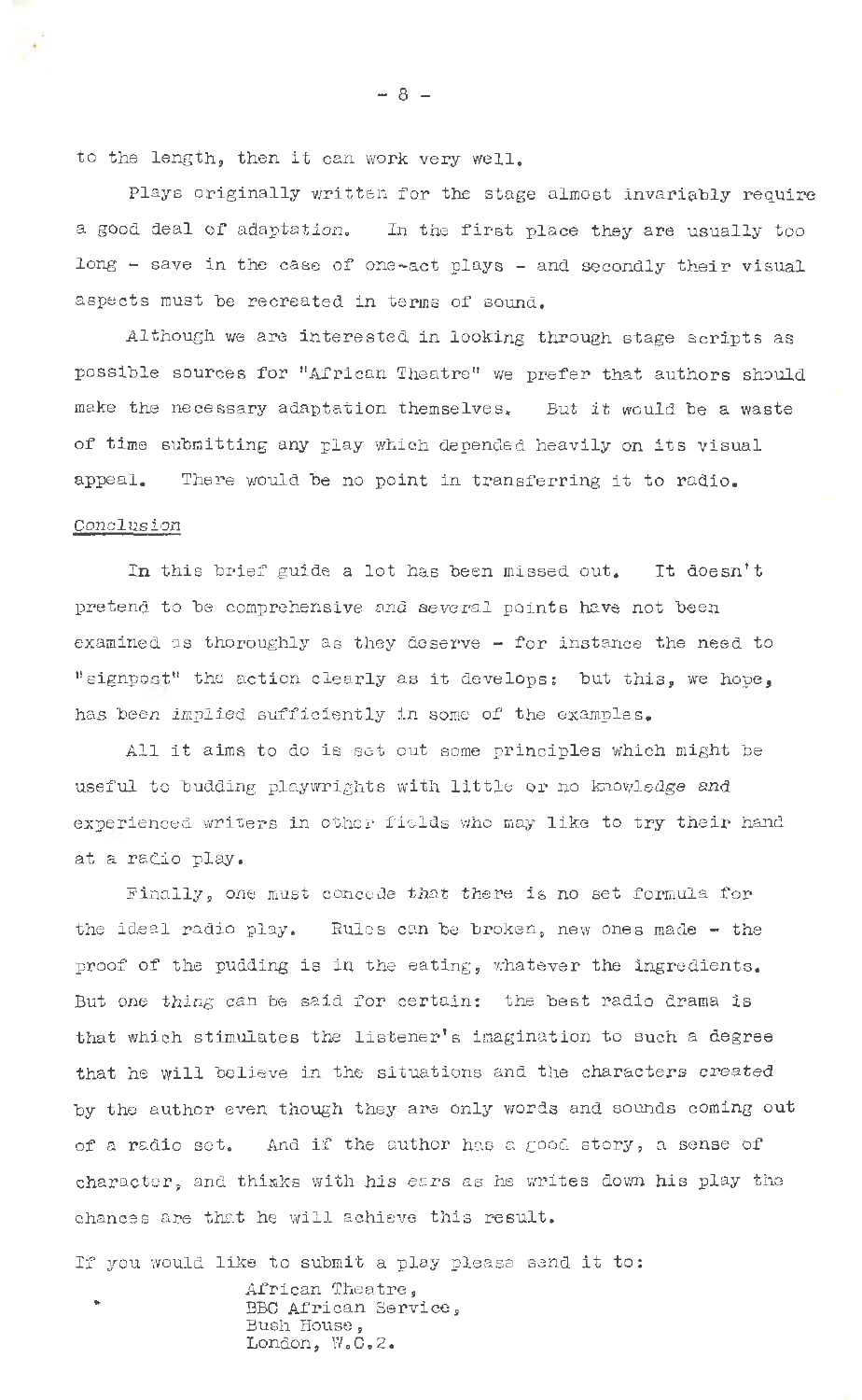to the length, then it can work very well.

Plays originally written for the stage almost invariably require a good deal of adaptation. In the first place they are usually too long - save in the case of one-act plays - and secondly their visual aspects must be recreated in terms of sound.

Although we are interested in looking through stage scripts as possible sources for "African Theatre" we prefer that authors should make the necessary adaptation themselves. But it would be a waste of time submitting any play which depended heavily on its visual appeal. There would be no point in transferring it to radio.

## Conclusion

In this brief guide a lot has been missed out. It doesn't pretend to be comprehensive and several points have not been examined as thoroughly as they deserve - for instance the need to "signpost" the action clearly as it develops: but this, we hope, has been implied sufficiently in some of the examples.

All it aims to do is set out some principles which might be useful to budding playwrights with little or no knowledge and experienced writers in other fields who may like to try their hand at a radio play.

Finally, one must concede that there is no set formula for the ideal radio play. Rules can be broken, new ones made - the proof of the pudding is in the eating, whatever the ingredients. But one thing can be said for certain: the best radio drama is that which stimulates the listener's imagination to such a degree that he will believe in the situations and the characters created by the author even though they are only words and sounds coming out of a radio set. And if the author has a good story, a sense of character, and thinks with his ears as he writes down his play the chances are that he will achieve this result.

If you would like to submit a play please send it to:

African Theatre,
BBC African Service,
Bush House,
London, W.C.2.